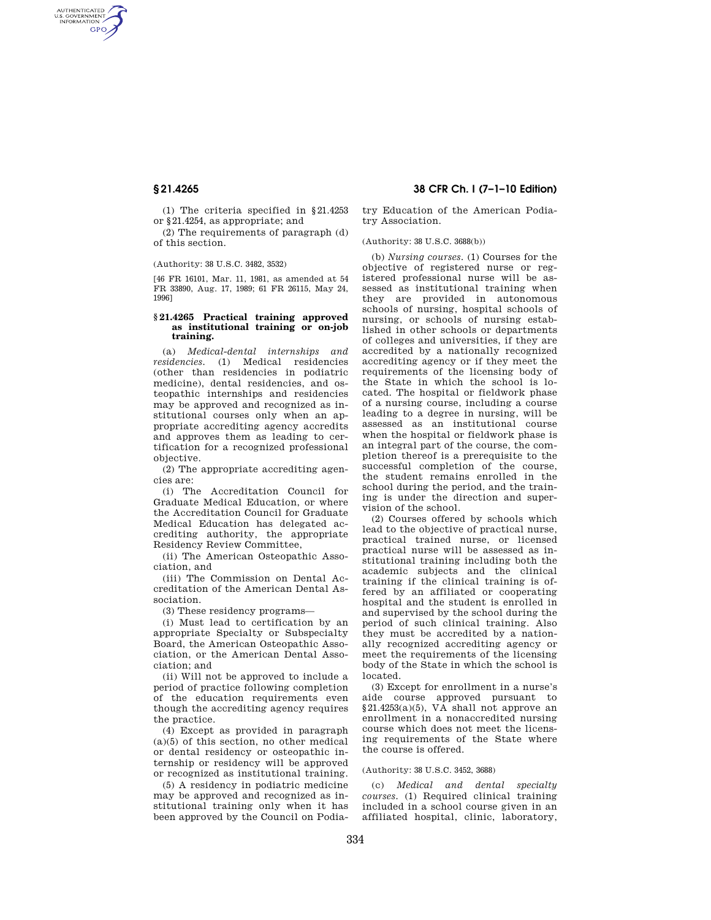(1) The criteria specified in § 21.4253 or § 21.4254, as appropriate; and

(2) The requirements of paragraph (d) of this section.

(Authority: 38 U.S.C. 3482, 3532)

[46 FR 16101, Mar. 11, 1981, as amended at 54 FR 33890, Aug. 17, 1989; 61 FR 26115, May 24, 1996]

## § 21.4265 Practical training approved as institutional training or on-job training.

(a) *Medical-dental internships and residencies.* (1) Medical residencies (other than residencies in podiatric medicine), dental residencies, and osteopathic internships and residencies may be approved and recognized as institutional courses only when an appropriate accrediting agency accredits and approves them as leading to certification for a recognized professional objective.

(2) The appropriate accrediting agencies are:

(i) The Accreditation Council for Graduate Medical Education, or where the Accreditation Council for Graduate Medical Education has delegated accrediting authority, the appropriate Residency Review Committee,

(ii) The American Osteopathic Association, and

(iii) The Commission on Dental Accreditation of the American Dental Association.

(3) These residency programs—

(i) Must lead to certification by an appropriate Specialty or Subspecialty Board, the American Osteopathic Association, or the American Dental Association; and

(ii) Will not be approved to include a period of practice following completion of the education requirements even though the accrediting agency requires the practice.

(4) Except as provided in paragraph (a)(5) of this section, no other medical or dental residency or osteopathic internship or residency will be approved or recognized as institutional training.

(5) A residency in podiatric medicine may be approved and recognized as institutional training only when it has been approved by the Council on Podiatry Education of the American Podiatry Association.

(Authority: 38 U.S.C. 3688(b))

(b) *Nursing courses.* (1) Courses for the objective of registered nurse or registered professional nurse will be assessed as institutional training when they are provided in autonomous schools of nursing, hospital schools of nursing, or schools of nursing established in other schools or departments of colleges and universities, if they are accredited by a nationally recognized accrediting agency or if they meet the requirements of the licensing body of the State in which the school is located. The hospital or fieldwork phase of a nursing course, including a course leading to a degree in nursing, will be assessed as an institutional course when the hospital or fieldwork phase is an integral part of the course, the completion thereof is a prerequisite to the successful completion of the course, the student remains enrolled in the school during the period, and the training is under the direction and supervision of the school.

(2) Courses offered by schools which lead to the objective of practical nurse, practical trained nurse, or licensed practical nurse will be assessed as institutional training including both the academic subjects and the clinical training if the clinical training is offered by an affiliated or cooperating hospital and the student is enrolled in and supervised by the school during the period of such clinical training. Also they must be accredited by a nationally recognized accrediting agency or meet the requirements of the licensing body of the State in which the school is located.

(3) Except for enrollment in a nurse's aide course approved pursuant to § 21.4253(a)(5), VA shall not approve an enrollment in a nonaccredited nursing course which does not meet the licensing requirements of the State where the course is offered.

(Authority: 38 U.S.C. 3452, 3688)

(c) *Medical and dental specialty courses.* (1) Required clinical training included in a school course given in an affiliated hospital, clinic, laboratory,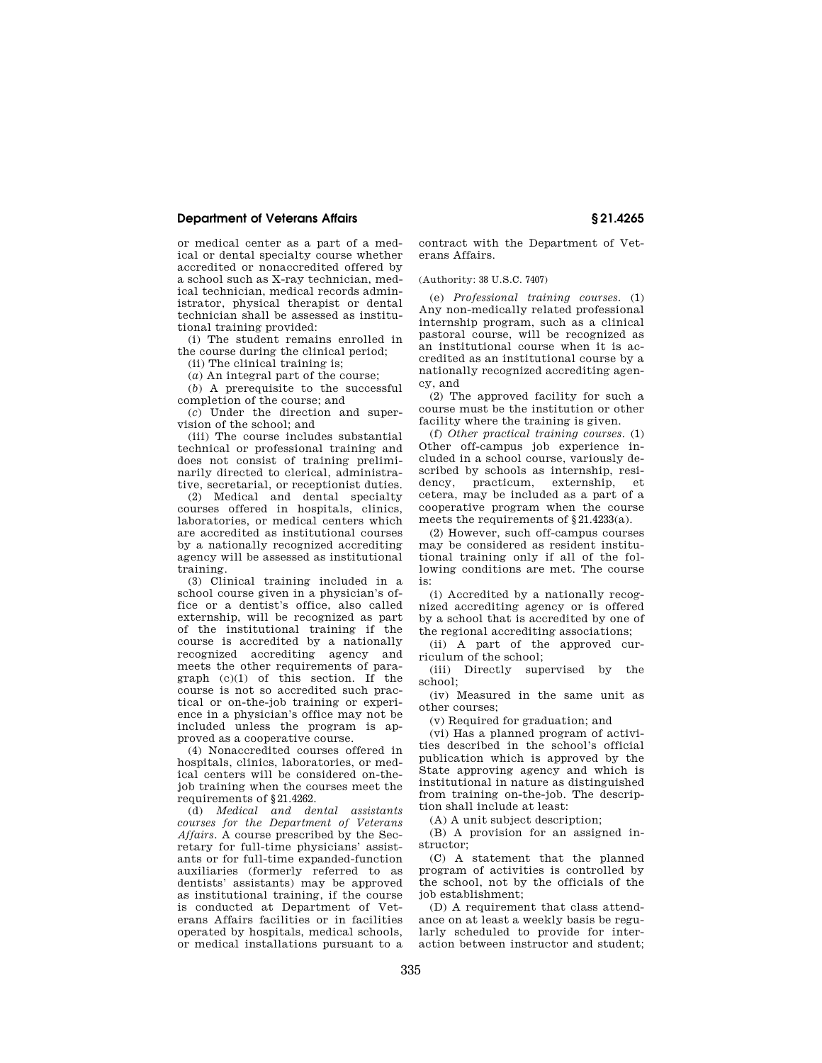or medical center as a part of a medical or dental specialty course whether accredited or nonaccredited offered by a school such as X-ray technician, medical technician, medical records administrator, physical therapist or dental technician shall be assessed as institutional training provided:

(i) The student remains enrolled in the course during the clinical period;

(ii) The clinical training is;

(*a*) An integral part of the course;

(*b*) A prerequisite to the successful completion of the course; and

(*c*) Under the direction and supervision of the school; and

(iii) The course includes substantial technical or professional training and does not consist of training preliminarily directed to clerical, administrative, secretarial, or receptionist duties.

(2) Medical and dental specialty courses offered in hospitals, clinics, laboratories, or medical centers which are accredited as institutional courses by a nationally recognized accrediting agency will be assessed as institutional training.

(3) Clinical training included in a school course given in a physician's office or a dentist's office, also called externship, will be recognized as part of the institutional training if the course is accredited by a nationally recognized accrediting agency and meets the other requirements of paragraph (c)(1) of this section. If the course is not so accredited such practical or on-the-job training or experience in a physician's office may not be included unless the program is approved as a cooperative course.

(4) Nonaccredited courses offered in hospitals, clinics, laboratories, or medical centers will be considered on-the-job training when the courses meet the requirements of §21.4262.

(d) *Medical and dental assistants courses for the Department of Veterans Affairs.* A course prescribed by the Secretary for full-time physicians' assistants or for full-time expanded-function auxiliaries (formerly referred to as dentists' assistants) may be approved as institutional training, if the course is conducted at Department of Veterans Affairs facilities or in facilities operated by hospitals, medical schools, or medical installations pursuant to a contract with the Department of Veterans Affairs.

(Authority: 38 U.S.C. 7407)

(e) *Professional training courses.* (1) Any non-medically related professional internship program, such as a clinical pastoral course, will be recognized as an institutional course when it is accredited as an institutional course by a nationally recognized accrediting agency, and

(2) The approved facility for such a course must be the institution or other facility where the training is given.

(f) *Other practical training courses.* (1) Other off-campus job experience included in a school course, variously described by schools as internship, residency, practicum, externship, et cetera, may be included as a part of a cooperative program when the course meets the requirements of §21.4233(a).

(2) However, such off-campus courses may be considered as resident institutional training only if all of the following conditions are met. The course is:

(i) Accredited by a nationally recognized accrediting agency or is offered by a school that is accredited by one of the regional accrediting associations;

(ii) A part of the approved curriculum of the school;

(iii) Directly supervised by the school;

(iv) Measured in the same unit as other courses;

(v) Required for graduation; and

(vi) Has a planned program of activities described in the school's official publication which is approved by the State approving agency and which is institutional in nature as distinguished from training on-the-job. The description shall include at least:

(A) A unit subject description;

(B) A provision for an assigned instructor;

(C) A statement that the planned program of activities is controlled by the school, not by the officials of the job establishment;

(D) A requirement that class attendance on at least a weekly basis be regularly scheduled to provide for interaction between instructor and student;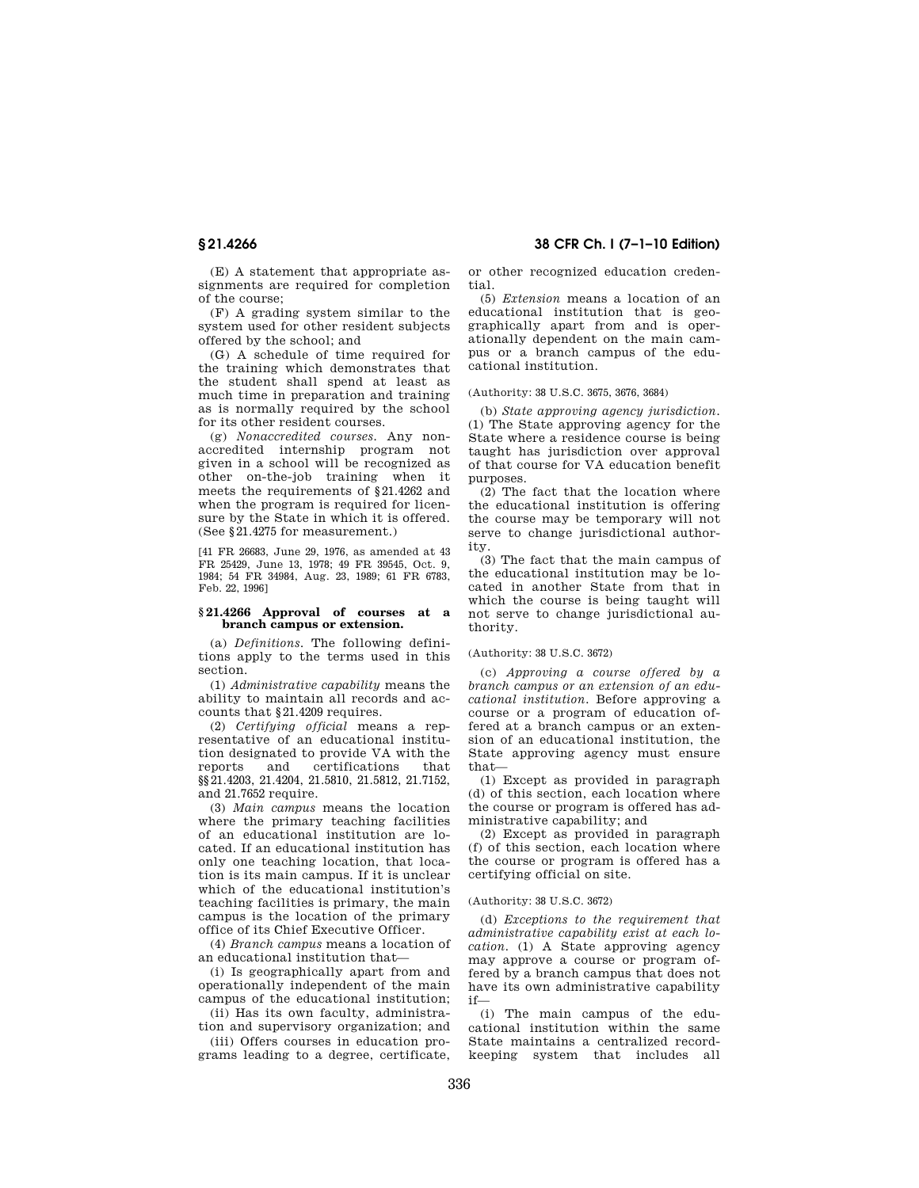(E) A statement that appropriate assignments are required for completion of the course;

(F) A grading system similar to the system used for other resident subjects offered by the school; and

(G) A schedule of time required for the training which demonstrates that the student shall spend at least as much time in preparation and training as is normally required by the school for its other resident courses.

(g) *Nonaccredited courses.* Any nonaccredited internship program not given in a school will be recognized as other on-the-job training when it meets the requirements of §21.4262 and when the program is required for licensure by the State in which it is offered. (See §21.4275 for measurement.)

[41 FR 26683, June 29, 1976, as amended at 43 FR 25429, June 13, 1978; 49 FR 39545, Oct. 9, 1984; 54 FR 34984, Aug. 23, 1989; 61 FR 6783, Feb. 22, 1996]

### §21.4266 Approval of courses at a branch campus or extension.

(a) *Definitions.* The following definitions apply to the terms used in this section.

(1) *Administrative capability* means the ability to maintain all records and accounts that §21.4209 requires.

(2) *Certifying official* means a representative of an educational institution designated to provide VA with the reports and certifications that §§21.4203, 21.4204, 21.5810, 21.5812, 21.7152, and 21.7652 require.

(3) *Main campus* means the location where the primary teaching facilities of an educational institution are located. If an educational institution has only one teaching location, that location is its main campus. If it is unclear which of the educational institution's teaching facilities is primary, the main campus is the location of the primary office of its Chief Executive Officer.

(4) *Branch campus* means a location of an educational institution that—

(i) Is geographically apart from and operationally independent of the main campus of the educational institution;

(ii) Has its own faculty, administration and supervisory organization; and

(iii) Offers courses in education programs leading to a degree, certificate, or other recognized education credential.

(5) *Extension* means a location of an educational institution that is geographically apart from and is operationally dependent on the main campus or a branch campus of the educational institution.

(Authority: 38 U.S.C. 3675, 3676, 3684)

(b) *State approving agency jurisdiction.* (1) The State approving agency for the State where a residence course is being taught has jurisdiction over approval of that course for VA education benefit purposes.

(2) The fact that the location where the educational institution is offering the course may be temporary will not serve to change jurisdictional authority.

(3) The fact that the main campus of the educational institution may be located in another State from that in which the course is being taught will not serve to change jurisdictional authority.

(Authority: 38 U.S.C. 3672)

(c) *Approving a course offered by a branch campus or an extension of an educational institution.* Before approving a course or a program of education offered at a branch campus or an extension of an educational institution, the State approving agency must ensure that—

(1) Except as provided in paragraph (d) of this section, each location where the course or program is offered has administrative capability; and

(2) Except as provided in paragraph (f) of this section, each location where the course or program is offered has a certifying official on site.

(Authority: 38 U.S.C. 3672)

(d) *Exceptions to the requirement that administrative capability exist at each location.* (1) A State approving agency may approve a course or program offered by a branch campus that does not have its own administrative capability if—

(i) The main campus of the educational institution within the same State maintains a centralized recordkeeping system that includes all